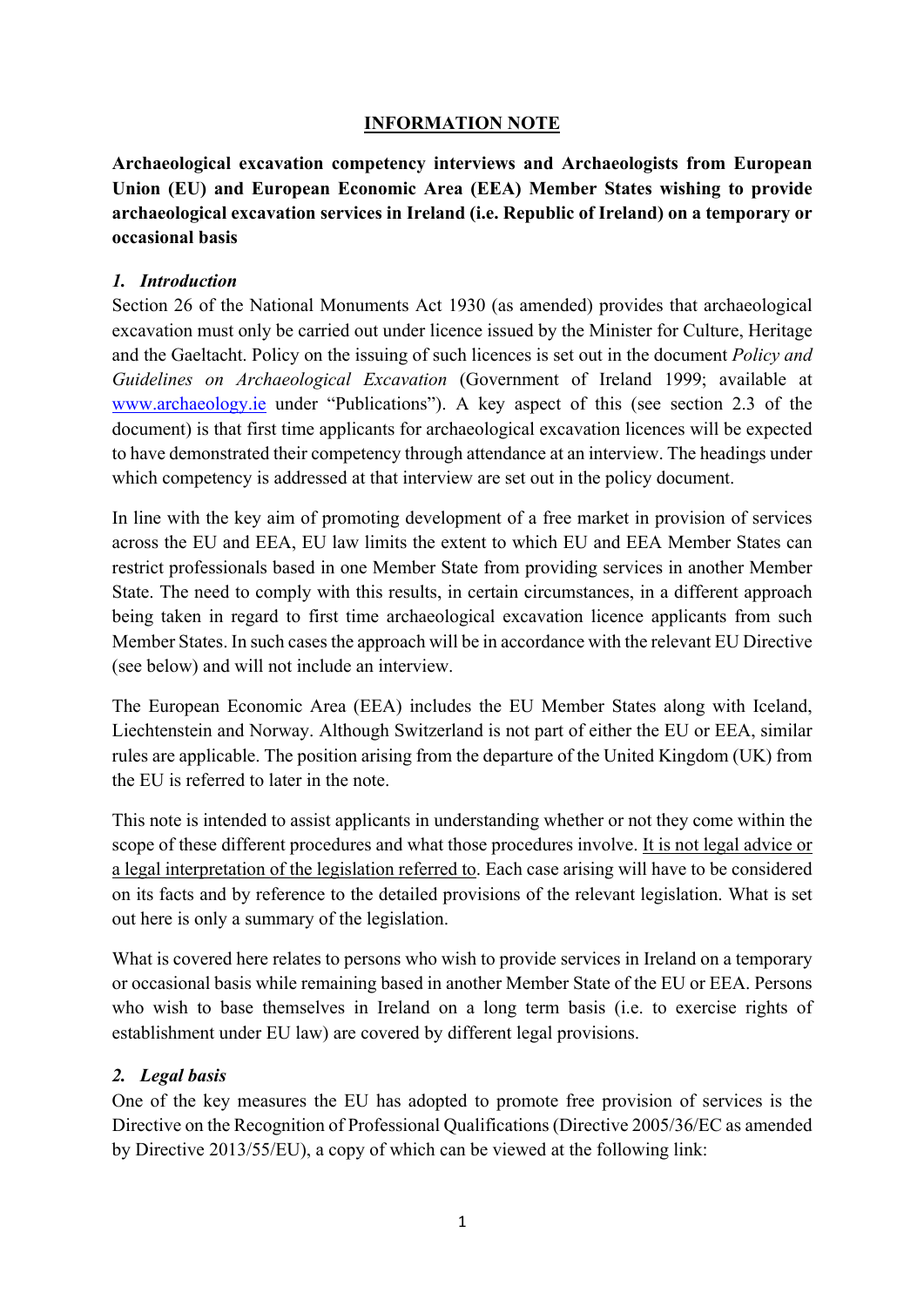# INFORMATION NOTE

**Archaeological excavation competency interviews and Archaeologists from European Union (EU) and European Economic Area (EEA) Member States wishing to provide archaeological excavation services in Ireland (i.e. Republic of Ireland) on a temporary or occasional basis**

## *1. Introduction*

Section 26 of the National Monuments Act 1930 (as amended) provides that archaeological excavation must only be carried out under licence issued by the Minister for Culture, Heritage and the Gaeltacht. Policy on the issuing of such licences is set out in the document *Policy and Guidelines on Archaeological Excavation* (Government of Ireland 1999; available at [www.archaeology.ie](www.archaeology.ie) under "Publications"). A key aspect of this (see section 2.3 of the document) is that first time applicants for archaeological excavation licences will be expected to have demonstrated their competency through attendance at an interview. The headings under which competency is addressed at that interview are set out in the policy document.

In line with the key aim of promoting development of a free market in provision of services across the EU and EEA, EU law limits the extent to which EU and EEA Member States can restrict professionals based in one Member State from providing services in another Member State. The need to comply with this results, in certain circumstances, in a different approach being taken in regard to first time archaeological excavation licence applicants from such Member States. In such cases the approach will be in accordance with the relevant EU Directive (see below) and will not include an interview.

The European Economic Area (EEA) includes the EU Member States along with Iceland, Liechtenstein and Norway. Although Switzerland is not part of either the EU or EEA, similar rules are applicable. The position arising from the departure of the United Kingdom (UK) from the EU is referred to later in the note.

This note is intended to assist applicants in understanding whether or not they come within the scope of these different procedures and what those procedures involve. <u>It is not legal advice or a legal interpretation of the legislation referred to</u>. Each case arising will have to be considered on its facts and by reference to the detailed provisions of the relevant legislation. What is set out here is only a summary of the legislation.

What is covered here relates to persons who wish to provide services in Ireland on a temporary or occasional basis while remaining based in another Member State of the EU or EEA. Persons who wish to base themselves in Ireland on a long term basis (i.e. to exercise rights of establishment under EU law) are covered by different legal provisions.

## *2. Legal basis*

One of the key measures the EU has adopted to promote free provision of services is the Directive on the Recognition of Professional Qualifications (Directive 2005/36/EC as amended by Directive 2013/55/EU), a copy of which can be viewed at the following link: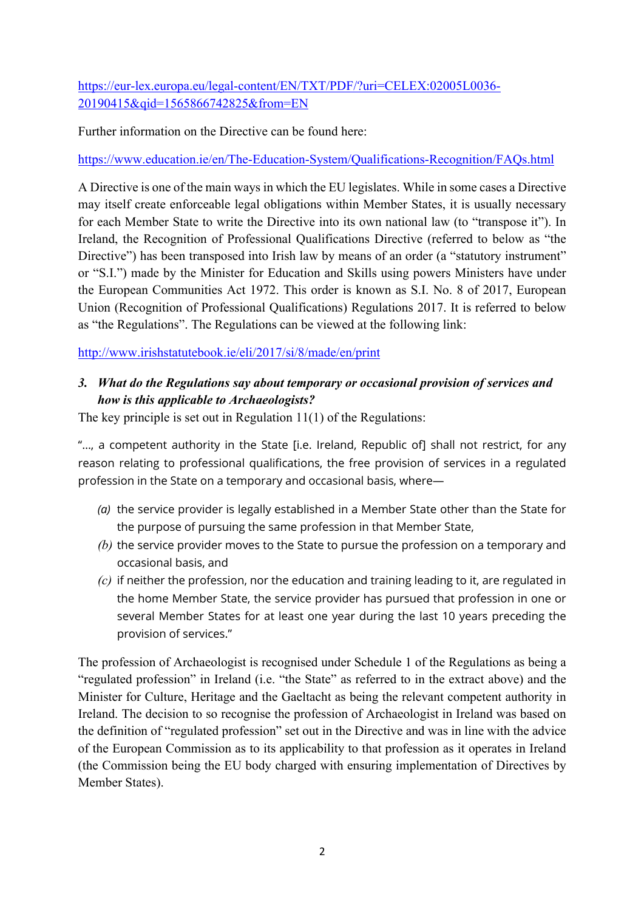https://eur-lex.europa.eu/legal-content/EN/TXT/PDF/?uri=CELEX:02005L0036-20190415&qid=1565866742825&from=EN

Further information on the Directive can be found here:

https://www.education.ie/en/The-Education-System/Qualifications-Recognition/FAQs.html

A Directive is one of the main ways in which the EU legislates. While in some cases a Directive may itself create enforceable legal obligations within Member States, it is usually necessary for each Member State to write the Directive into its own national law (to "transpose it"). In Ireland, the Recognition of Professional Qualifications Directive (referred to below as "the Directive") has been transposed into Irish law by means of an order (a "statutory instrument" or "S.I.") made by the Minister for Education and Skills using powers Ministers have under the European Communities Act 1972. This order is known as S.I. No. 8 of 2017, European Union (Recognition of Professional Qualifications) Regulations 2017. It is referred to below as "the Regulations". The Regulations can be viewed at the following link:

http://www.irishstatutebook.ie/eli/2017/si/8/made/en/print

### 3. *What do the Regulations say about temporary or occasional provision of services and how is this applicable to Archaeologists?*

The key principle is set out in Regulation 11(1) of the Regulations:

"..., a competent authority in the State [i.e. Ireland, Republic of] shall not restrict, for any reason relating to professional qualifications, the free provision of services in a regulated profession in the State on a temporary and occasional basis, where—

*(a)* the service provider is legally established in a Member State other than the State for the purpose of pursuing the same profession in that Member State,

*(b)* the service provider moves to the State to pursue the profession on a temporary and occasional basis, and

*(c)* if neither the profession, nor the education and training leading to it, are regulated in the home Member State, the service provider has pursued that profession in one or several Member States for at least one year during the last 10 years preceding the provision of services."

The profession of Archaeologist is recognised under Schedule 1 of the Regulations as being a "regulated profession" in Ireland (i.e. "the State" as referred to in the extract above) and the Minister for Culture, Heritage and the Gaeltacht as being the relevant competent authority in Ireland. The decision to so recognise the profession of Archaeologist in Ireland was based on the definition of "regulated profession" set out in the Directive and was in line with the advice of the European Commission as to its applicability to that profession as it operates in Ireland (the Commission being the EU body charged with ensuring implementation of Directives by Member States).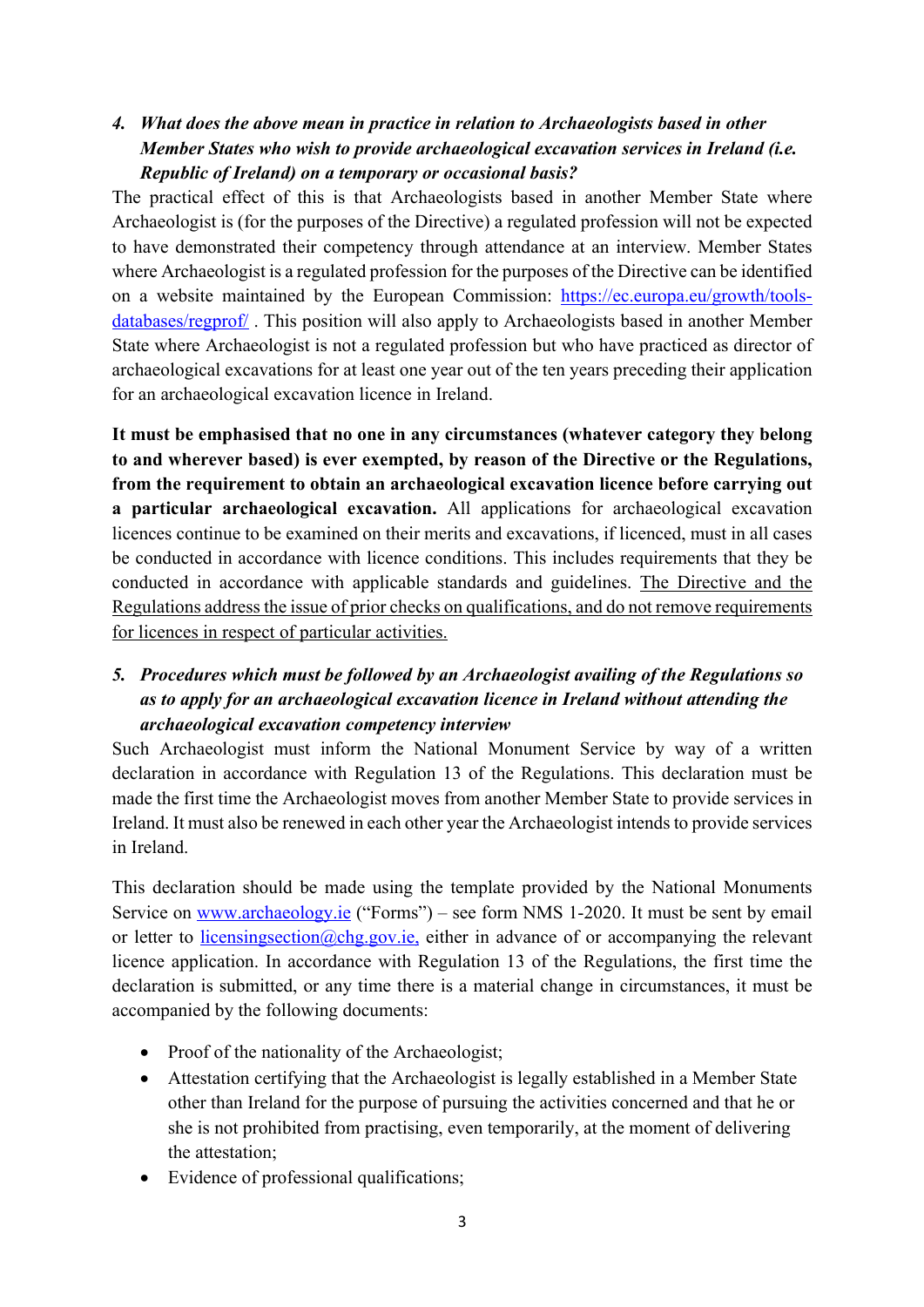4. ***What does the above mean in practice in relation to Archaeologists based in other Member States who wish to provide archaeological excavation services in Ireland (i.e. Republic of Ireland) on a temporary or occasional basis?***

The practical effect of this is that Archaeologists based in another Member State where Archaeologist is (for the purposes of the Directive) a regulated profession will not be expected to have demonstrated their competency through attendance at an interview. Member States where Archaeologist is a regulated profession for the purposes of the Directive can be identified on a website maintained by the European Commission: [https://ec.europa.eu/growth/tools-databases/regprof/](https://ec.europa.eu/growth/tools-databases/regprof/) . This position will also apply to Archaeologists based in another Member State where Archaeologist is not a regulated profession but who have practiced as director of archaeological excavations for at least one year out of the ten years preceding their application for an archaeological excavation licence in Ireland.

**It must be emphasised that no one in any circumstances (whatever category they belong to and wherever based) is ever exempted, by reason of the Directive or the Regulations, from the requirement to obtain an archaeological excavation licence before carrying out a particular archaeological excavation.** All applications for archaeological excavation licences continue to be examined on their merits and excavations, if licenced, must in all cases be conducted in accordance with licence conditions. This includes requirements that they be conducted in accordance with applicable standards and guidelines. <u>The Directive and the Regulations address the issue of prior checks on qualifications, and do not remove requirements for licences in respect of particular activities.</u>

5. ***Procedures which must be followed by an Archaeologist availing of the Regulations so as to apply for an archaeological excavation licence in Ireland without attending the archaeological excavation competency interview***

Such Archaeologist must inform the National Monument Service by way of a written declaration in accordance with Regulation 13 of the Regulations. This declaration must be made the first time the Archaeologist moves from another Member State to provide services in Ireland. It must also be renewed in each other year the Archaeologist intends to provide services in Ireland.

This declaration should be made using the template provided by the National Monuments Service on [www.archaeology.ie](www.archaeology.ie) ("Forms") – see form NMS 1-2020. It must be sent by email or letter to [licensingsection@chg.gov.ie,](mailto:licensingsection@chg.gov.ie) either in advance of or accompanying the relevant licence application. In accordance with Regulation 13 of the Regulations, the first time the declaration is submitted, or any time there is a material change in circumstances, it must be accompanied by the following documents:

- Proof of the nationality of the Archaeologist;
- Attestation certifying that the Archaeologist is legally established in a Member State other than Ireland for the purpose of pursuing the activities concerned and that he or she is not prohibited from practising, even temporarily, at the moment of delivering the attestation;
- Evidence of professional qualifications;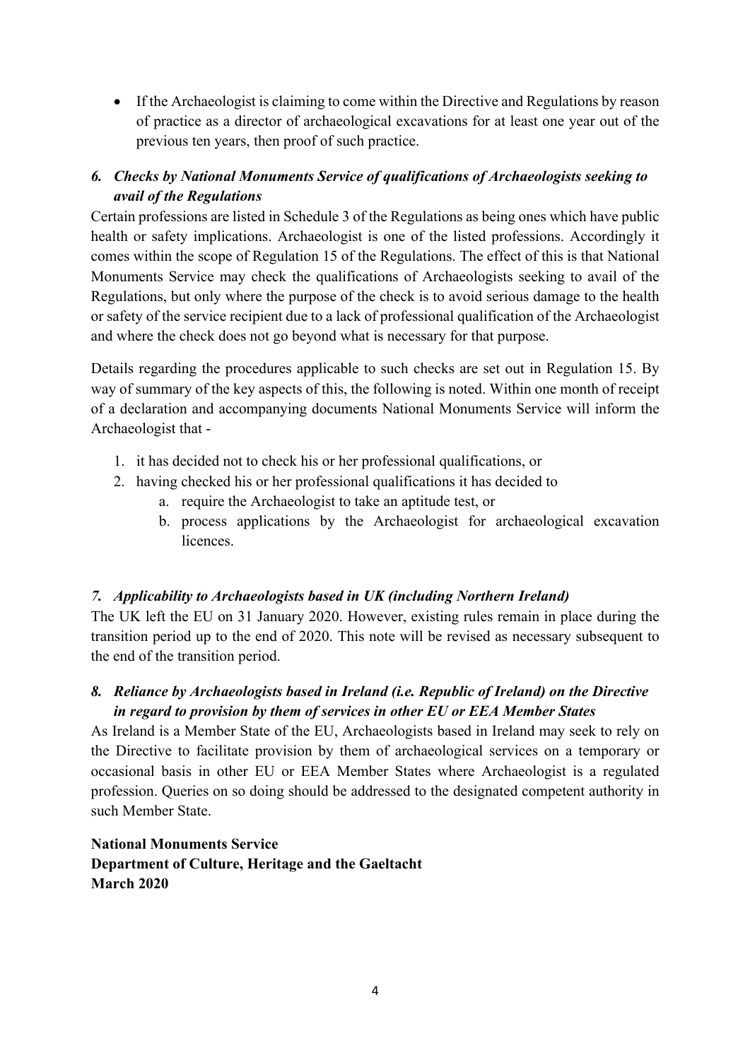- If the Archaeologist is claiming to come within the Directive and Regulations by reason of practice as a director of archaeological excavations for at least one year out of the previous ten years, then proof of such practice.

### *6. Checks by National Monuments Service of qualifications of Archaeologists seeking to avail of the Regulations*

Certain professions are listed in Schedule 3 of the Regulations as being ones which have public health or safety implications. Archaeologist is one of the listed professions. Accordingly it comes within the scope of Regulation 15 of the Regulations. The effect of this is that National Monuments Service may check the qualifications of Archaeologists seeking to avail of the Regulations, but only where the purpose of the check is to avoid serious damage to the health or safety of the service recipient due to a lack of professional qualification of the Archaeologist and where the check does not go beyond what is necessary for that purpose.

Details regarding the procedures applicable to such checks are set out in Regulation 15. By way of summary of the key aspects of this, the following is noted. Within one month of receipt of a declaration and accompanying documents National Monuments Service will inform the Archaeologist that -

1. it has decided not to check his or her professional qualifications, or
2. having checked his or her professional qualifications it has decided to
   a. require the Archaeologist to take an aptitude test, or
   b. process applications by the Archaeologist for archaeological excavation licences.

### *7. Applicability to Archaeologists based in UK (including Northern Ireland)*

The UK left the EU on 31 January 2020. However, existing rules remain in place during the transition period up to the end of 2020. This note will be revised as necessary subsequent to the end of the transition period.

### *8. Reliance by Archaeologists based in Ireland (i.e. Republic of Ireland) on the Directive in regard to provision by them of services in other EU or EEA Member States*

As Ireland is a Member State of the EU, Archaeologists based in Ireland may seek to rely on the Directive to facilitate provision by them of archaeological services on a temporary or occasional basis in other EU or EEA Member States where Archaeologist is a regulated profession. Queries on so doing should be addressed to the designated competent authority in such Member State.

**National Monuments Service**
**Department of Culture, Heritage and the Gaeltacht**
**March 2020**